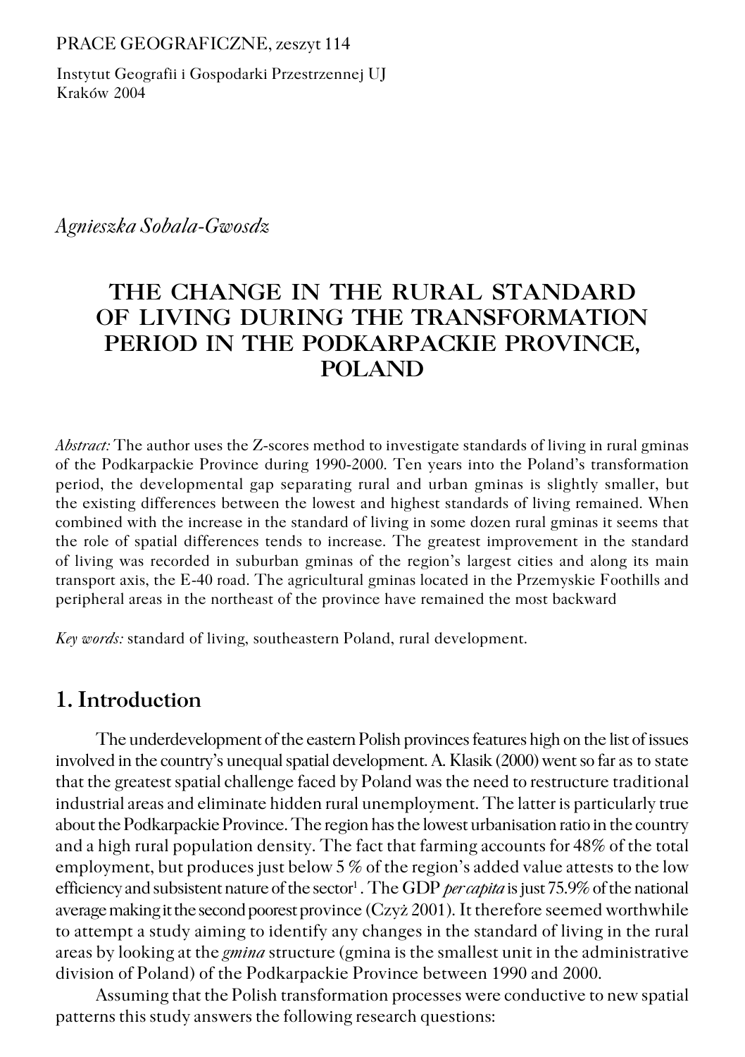PRACE GEOGRAFICZNE, zeszyt 114

Instytut Geografii i Gospodarki Przestrzennej UJ
Kraków 2004

*Agnieszka Sobala-Gwosdz*

# THE CHANGE IN THE RURAL STANDARD OF LIVING DURING THE TRANSFORMATION PERIOD IN THE PODKARPACKIE PROVINCE, POLAND

*Abstract:* The author uses the Z-scores method to investigate standards of living in rural gminas of the Podkarpackie Province during 1990-2000. Ten years into the Poland's transformation period, the developmental gap separating rural and urban gminas is slightly smaller, but the existing differences between the lowest and highest standards of living remained. When combined with the increase in the standard of living in some dozen rural gminas it seems that the role of spatial differences tends to increase. The greatest improvement in the standard of living was recorded in suburban gminas of the region's largest cities and along its main transport axis, the E-40 road. The agricultural gminas located in the Przemyskie Foothills and peripheral areas in the northeast of the province have remained the most backward

*Key words:* standard of living, southeastern Poland, rural development.

## 1. Introduction

The underdevelopment of the eastern Polish provinces features high on the list of issues involved in the country's unequal spatial development. A. Klasik (2000) went so far as to state that the greatest spatial challenge faced by Poland was the need to restructure traditional industrial areas and eliminate hidden rural unemployment. The latter is particularly true about the Podkarpackie Province. The region has the lowest urbanisation ratio in the country and a high rural population density. The fact that farming accounts for 48% of the total employment, but produces just below 5 % of the region's added value attests to the low efficiency and subsistent nature of the sector[1] . The GDP *per capita* is just 75.9% of the national average making it the second poorest province (Czyż 2001). It therefore seemed worthwhile to attempt a study aiming to identify any changes in the standard of living in the rural areas by looking at the *gmina* structure (gmina is the smallest unit in the administrative division of Poland) of the Podkarpackie Province between 1990 and 2000.

Assuming that the Polish transformation processes were conductive to new spatial patterns this study answers the following research questions: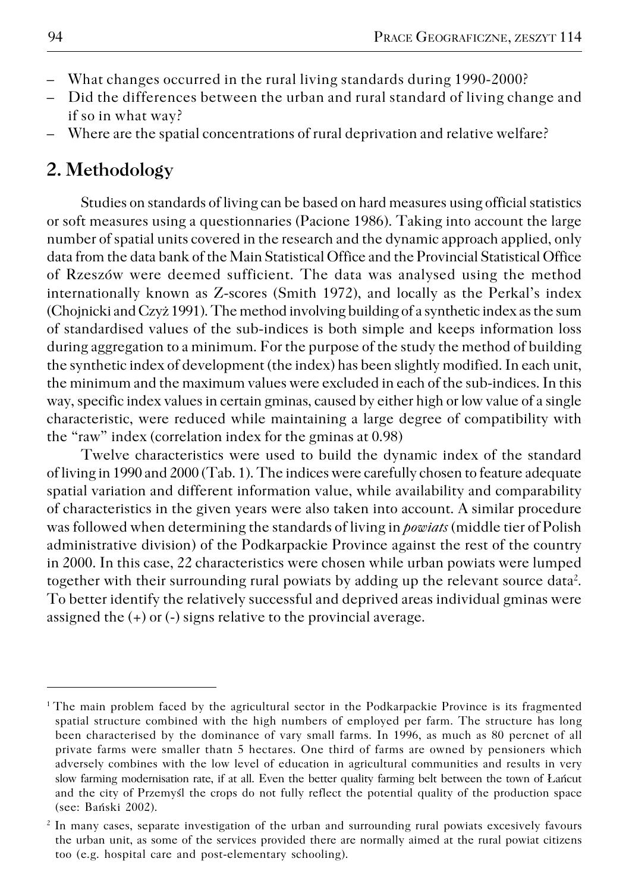- What changes occurred in the rural living standards during 1990-2000?
- Did the differences between the urban and rural standard of living change and if so in what way?
- Where are the spatial concentrations of rural deprivation and relative welfare?

## 2. Methodology

Studies on standards of living can be based on hard measures using official statistics or soft measures using a questionnaries (Pacione 1986). Taking into account the large number of spatial units covered in the research and the dynamic approach applied, only data from the data bank of the Main Statistical Office and the Provincial Statistical Office of Rzeszów were deemed sufficient. The data was analysed using the method internationally known as Z-scores (Smith 1972), and locally as the Perkal's index (Chojnicki and Czyż 1991). The method involving building of a synthetic index as the sum of standardised values of the sub-indices is both simple and keeps information loss during aggregation to a minimum. For the purpose of the study the method of building the synthetic index of development (the index) has been slightly modified. In each unit, the minimum and the maximum values were excluded in each of the sub-indices. In this way, specific index values in certain gminas, caused by either high or low value of a single characteristic, were reduced while maintaining a large degree of compatibility with the "raw" index (correlation index for the gminas at 0.98)

Twelve characteristics were used to build the dynamic index of the standard of living in 1990 and 2000 (Tab. 1). The indices were carefully chosen to feature adequate spatial variation and different information value, while availability and comparability of characteristics in the given years were also taken into account. A similar procedure was followed when determining the standards of living in *powiats* (middle tier of Polish administrative division) of the Podkarpackie Province against the rest of the country in 2000. In this case, 22 characteristics were chosen while urban powiats were lumped together with their surrounding rural powiats by adding up the relevant source data[2]. To better identify the relatively successful and deprived areas individual gminas were assigned the (+) or (-) signs relative to the provincial average.

---

[1] The main problem faced by the agricultural sector in the Podkarpackie Province is its fragmented spatial structure combined with the high numbers of employed per farm. The structure has long been characterised by the dominance of vary small farms. In 1996, as much as 80 percnet of all private farms were smaller thatn 5 hectares. One third of farms are owned by pensioners which adversely combines with the low level of education in agricultural communities and results in very slow farming modernisation rate, if at all. Even the better quality farming belt between the town of Łańcut and the city of Przemyśl the crops do not fully reflect the potential quality of the production space (see: Bański 2002).

[2] In many cases, separate investigation of the urban and surrounding rural powiats excesively favours the urban unit, as some of the services provided there are normally aimed at the rural powiat citizens too (e.g. hospital care and post-elementary schooling).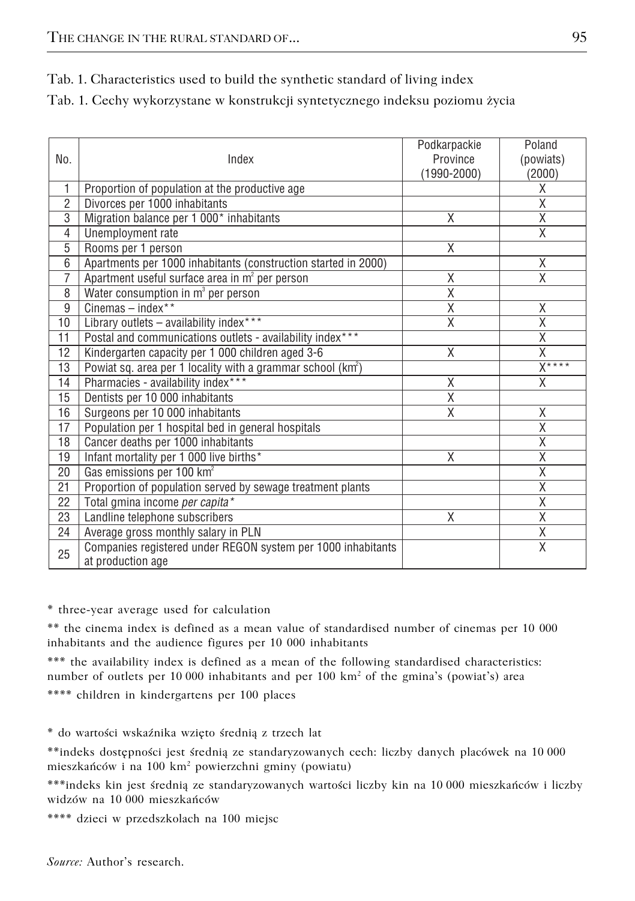Tab. 1. Characteristics used to build the synthetic standard of living index

Tab. 1. Cechy wykorzystane w konstrukcji syntetycznego indeksu poziomu życia

| No. | Index | Podkarpackie Province (1990-2000) | Poland (powiats) (2000) |
|---|---|---|---|
| 1 | Proportion of population at the productive age | | X |
| 2 | Divorces per 1000 inhabitants | | X |
| 3 | Migration balance per 1 000* inhabitants | X | X |
| 4 | Unemployment rate | | X |
| 5 | Rooms per 1 person | X | |
| 6 | Apartments per 1000 inhabitants (construction started in 2000) | | X |
| 7 | Apartment useful surface area in $m^2$ per person | X | X |
| 8 | Water consumption in $m^3$ per person | X | |
| 9 | Cinemas – index** | X | X |
| 10 | Library outlets – availability index*** | X | X |
| 11 | Postal and communications outlets - availability index*** | | X |
| 12 | Kindergarten capacity per 1 000 children aged 3-6 | X | X |
| 13 | Powiat sq. area per 1 locality with a grammar school ($km^2$) | | X**** |
| 14 | Pharmacies - availability index*** | X | X |
| 15 | Dentists per 10 000 inhabitants | X | |
| 16 | Surgeons per 10 000 inhabitants | X | X |
| 17 | Population per 1 hospital bed in general hospitals | | X |
| 18 | Cancer deaths per 1000 inhabitants | | X |
| 19 | Infant mortality per 1 000 live births* | X | X |
| 20 | Gas emissions per 100 $km^2$ | | X |
| 21 | Proportion of population served by sewage treatment plants | | X |
| 22 | Total gmina income *per capita** | | X |
| 23 | Landline telephone subscribers | X | X |
| 24 | Average gross monthly salary in PLN | | X |
| 25 | Companies registered under REGON system per 1000 inhabitants at production age | | X |

* three-year average used for calculation

** the cinema index is defined as a mean value of standardised number of cinemas per 10 000 inhabitants and the audience figures per 10 000 inhabitants

*** the availability index is defined as a mean of the following standardised characteristics: number of outlets per 10 000 inhabitants and per 100 $km^2$ of the gmina's (powiat's) area

**** children in kindergartens per 100 places

* do wartości wskaźnika wzięto średnią z trzech lat

**indeks dostępności jest średnią ze standaryzowanych cech: liczby danych placówek na 10 000 mieszkańców i na 100 $km^2$ powierzchni gminy (powiatu)

***indeks kin jest średnią ze standaryzowanych wartości liczby kin na 10 000 mieszkańców i liczby widzów na 10 000 mieszkańców

**** dzieci w przedszkolach na 100 miejsc

*Source:* Author's research.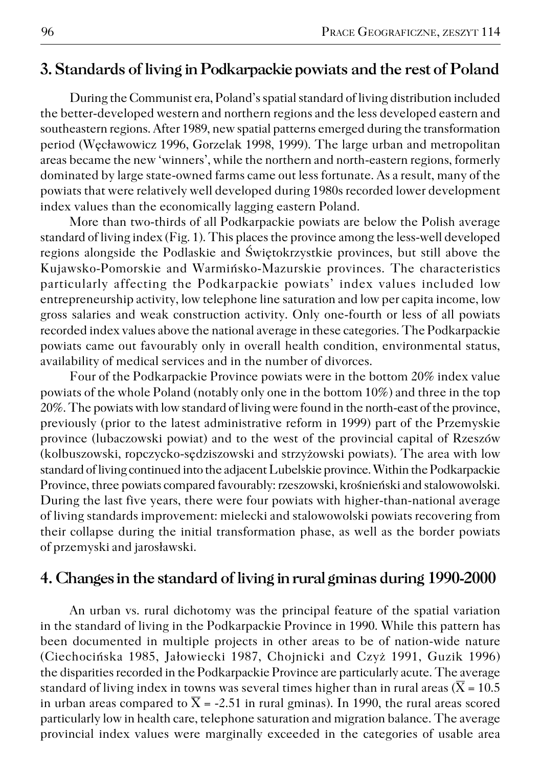## 3. Standards of living in Podkarpackie powiats and the rest of Poland

During the Communist era, Poland's spatial standard of living distribution included the better-developed western and northern regions and the less developed eastern and southeastern regions. After 1989, new spatial patterns emerged during the transformation period (Węcławowicz 1996, Gorzelak 1998, 1999). The large urban and metropolitan areas became the new 'winners', while the northern and north-eastern regions, formerly dominated by large state-owned farms came out less fortunate. As a result, many of the powiats that were relatively well developed during 1980s recorded lower development index values than the economically lagging eastern Poland.

More than two-thirds of all Podkarpackie powiats are below the Polish average standard of living index (Fig. 1). This places the province among the less-well developed regions alongside the Podlaskie and Świętokrzystkie provinces, but still above the Kujawsko-Pomorskie and Warmińsko-Mazurskie provinces. The characteristics particularly affecting the Podkarpackie powiats' index values included low entrepreneurship activity, low telephone line saturation and low per capita income, low gross salaries and weak construction activity. Only one-fourth or less of all powiats recorded index values above the national average in these categories. The Podkarpackie powiats came out favourably only in overall health condition, environmental status, availability of medical services and in the number of divorces.

Four of the Podkarpackie Province powiats were in the bottom 20% index value powiats of the whole Poland (notably only one in the bottom 10%) and three in the top 20%. The powiats with low standard of living were found in the north-east of the province, previously (prior to the latest administrative reform in 1999) part of the Przemyskie province (lubaczowski powiat) and to the west of the provincial capital of Rzeszów (kolbuszowski, ropczycko-sędziszowski and strzyżowski powiats). The area with low standard of living continued into the adjacent Lubelskie province. Within the Podkarpackie Province, three powiats compared favourably: rzeszowski, krośnieński and stalowowolski. During the last five years, there were four powiats with higher-than-national average of living standards improvement: mielecki and stalowowolski powiats recovering from their collapse during the initial transformation phase, as well as the border powiats of przemyski and jarosławski.

## 4. Changes in the standard of living in rural gminas during 1990-2000

An urban vs. rural dichotomy was the principal feature of the spatial variation in the standard of living in the Podkarpackie Province in 1990. While this pattern has been documented in multiple projects in other areas to be of nation-wide nature (Ciechocińska 1985, Jałowiecki 1987, Chojnicki and Czyż 1991, Guzik 1996) the disparities recorded in the Podkarpackie Province are particularly acute. The average standard of living index in towns was several times higher than in rural areas ($\overline{X} = 10.5$ in urban areas compared to $\overline{X} = -2.51$ in rural gminas). In 1990, the rural areas scored particularly low in health care, telephone saturation and migration balance. The average provincial index values were marginally exceeded in the categories of usable area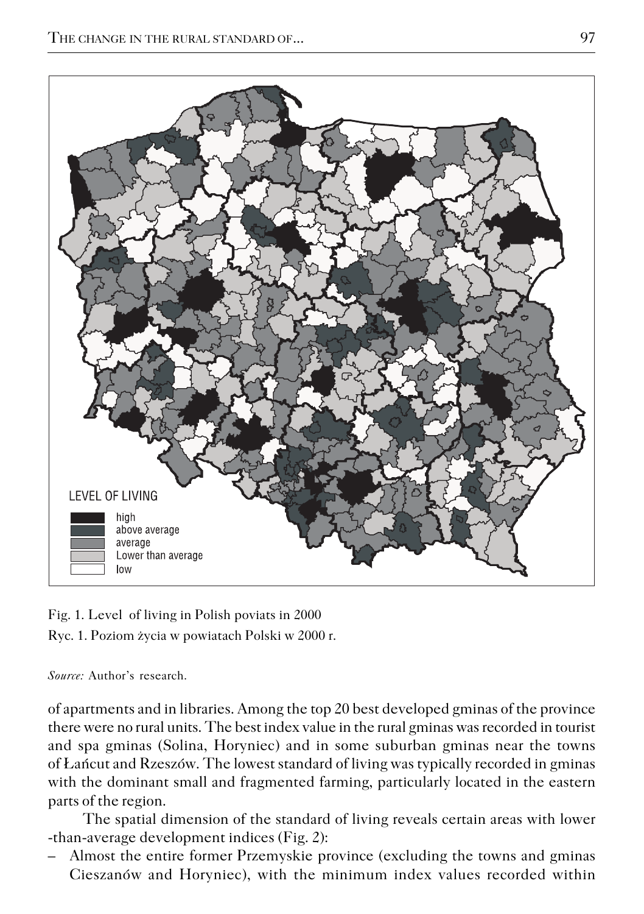LEVEL OF LIVING

- high
- above average
- average
- Lower than average
- low

Fig. 1. Level of living in Polish poviats in 2000

Ryc. 1. Poziom życia w powiatach Polski w 2000 r.

*Source:* Author's research.

of apartments and in libraries. Among the top 20 best developed gminas of the province there were no rural units. The best index value in the rural gminas was recorded in tourist and spa gminas (Solina, Horyniec) and in some suburban gminas near the towns of Łańcut and Rzeszów. The lowest standard of living was typically recorded in gminas with the dominant small and fragmented farming, particularly located in the eastern parts of the region.

The spatial dimension of the standard of living reveals certain areas with lower -than-average development indices (Fig. 2):

– Almost the entire former Przemyskie province (excluding the towns and gminas Cieszanów and Horyniec), with the minimum index values recorded within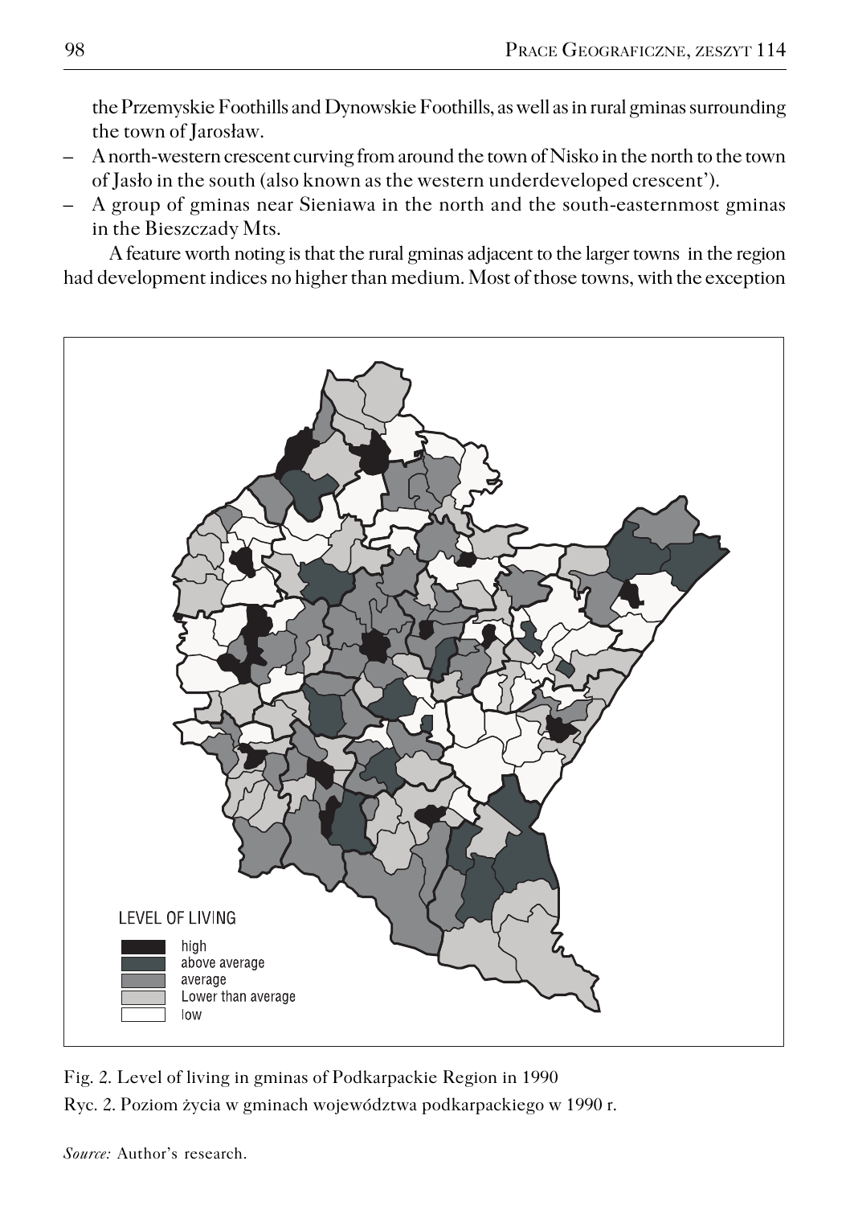the Przemyskie Foothills and Dynowskie Foothills, as well as in rural gminas surrounding the town of Jarosław.

– A north-western crescent curving from around the town of Nisko in the north to the town of Jasło in the south (also known as the western underdeveloped crescent').
– A group of gminas near Sieniawa in the north and the south-easternmost gminas in the Bieszczady Mts.

A feature worth noting is that the rural gminas adjacent to the larger towns in the region had development indices no higher than medium. Most of those towns, with the exception

LEVEL OF LIVING

- high
- above average
- average
- Lower than average
- low

Fig. 2. Level of living in gminas of Podkarpackie Region in 1990

Ryc. 2. Poziom życia w gminach województwa podkarpackiego w 1990 r.

*Source:* Author's research.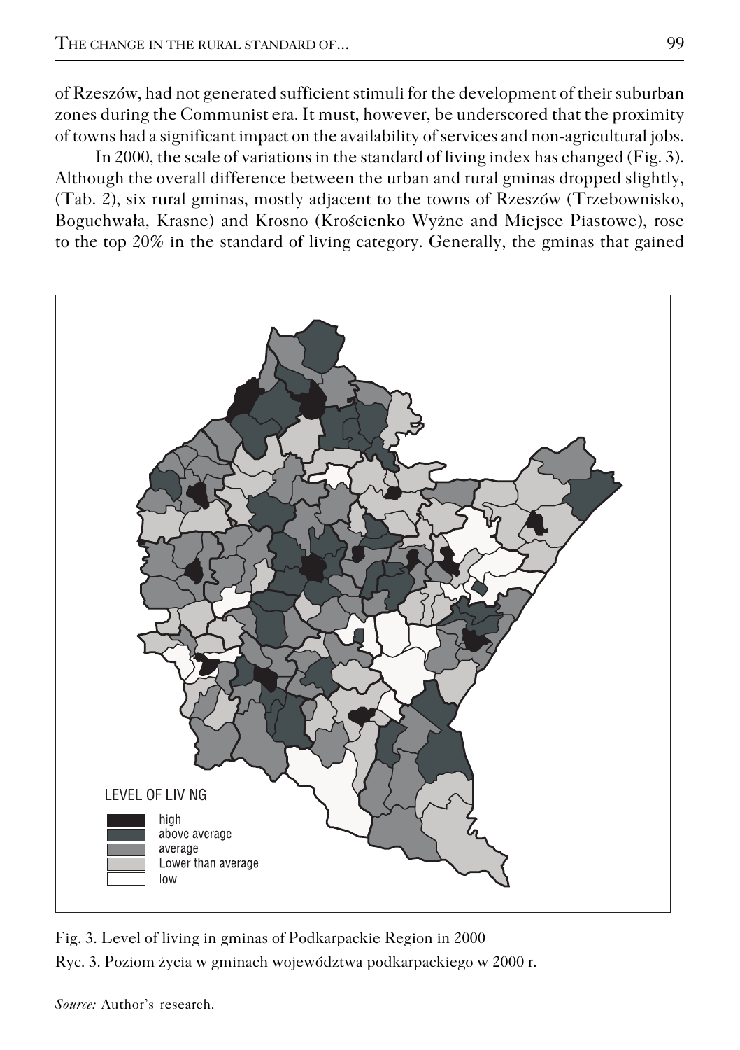of Rzeszów, had not generated sufficient stimuli for the development of their suburban zones during the Communist era. It must, however, be underscored that the proximity of towns had a significant impact on the availability of services and non-agricultural jobs.

In 2000, the scale of variations in the standard of living index has changed (Fig. 3). Although the overall difference between the urban and rural gminas dropped slightly, (Tab. 2), six rural gminas, mostly adjacent to the towns of Rzeszów (Trzebownisko, Boguchwała, Krasne) and Krosno (Krościenko Wyżne and Miejsce Piastowe), rose to the top 20% in the standard of living category. Generally, the gminas that gained

LEVEL OF LIVING
- high
- above average
- average
- Lower than average
- low

Fig. 3. Level of living in gminas of Podkarpackie Region in 2000

Ryc. 3. Poziom życia w gminach województwa podkarpackiego w 2000 r.

*Source:* Author's research.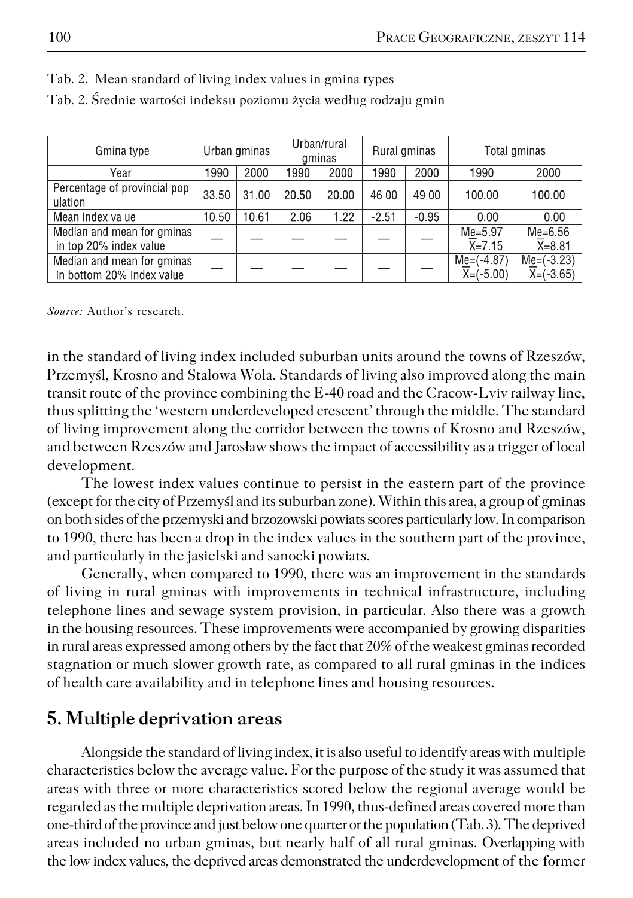Tab. 2. Mean standard of living index values in gmina types

Tab. 2. Średnie wartości indeksu poziomu życia według rodzaju gmin

| Gmina type | Urban gminas | | Urban/rural gminas | | Rural gminas | | Total gminas | |
|---|---|---|---|---|---|---|---|---|
| Year | 1990 | 2000 | 1990 | 2000 | 1990 | 2000 | 1990 | 2000 |
| Percentage of provincial pop ulation | 33.50 | 31.00 | 20.50 | 20.00 | 46.00 | 49.00 | 100.00 | 100.00 |
| Mean index value | 10.50 | 10.61 | 2.06 | 1.22 | -2.51 | -0.95 | 0.00 | 0.00 |
| Median and mean for gminas in top 20% index value | — | — | — | — | — | — | Me=5.97 $\overline{X}$=7.15 | Me=6.56 $\overline{X}$=8.81 |
| Median and mean for gminas in bottom 20% index value | — | — | — | — | — | — | Me=(-4.87) $\overline{X}$=(-5.00) | Me=(-3.23) $\overline{X}$=(-3.65) |

*Source:* Author's research.

in the standard of living index included suburban units around the towns of Rzeszów, Przemyśl, Krosno and Stalowa Wola. Standards of living also improved along the main transit route of the province combining the E-40 road and the Cracow-Lviv railway line, thus splitting the 'western underdeveloped crescent' through the middle. The standard of living improvement along the corridor between the towns of Krosno and Rzeszów, and between Rzeszów and Jarosław shows the impact of accessibility as a trigger of local development.

The lowest index values continue to persist in the eastern part of the province (except for the city of Przemyśl and its suburban zone). Within this area, a group of gminas on both sides of the przemyski and brzozowski powiats scores particularly low. In comparison to 1990, there has been a drop in the index values in the southern part of the province, and particularly in the jasielski and sanocki powiats.

Generally, when compared to 1990, there was an improvement in the standards of living in rural gminas with improvements in technical infrastructure, including telephone lines and sewage system provision, in particular. Also there was a growth in the housing resources. These improvements were accompanied by growing disparities in rural areas expressed among others by the fact that 20% of the weakest gminas recorded stagnation or much slower growth rate, as compared to all rural gminas in the indices of health care availability and in telephone lines and housing resources.

## 5. Multiple deprivation areas

Alongside the standard of living index, it is also useful to identify areas with multiple characteristics below the average value. For the purpose of the study it was assumed that areas with three or more characteristics scored below the regional average would be regarded as the multiple deprivation areas. In 1990, thus-defined areas covered more than one-third of the province and just below one quarter or the population (Tab. 3). The deprived areas included no urban gminas, but nearly half of all rural gminas. Overlapping with the low index values, the deprived areas demonstrated the underdevelopment of the former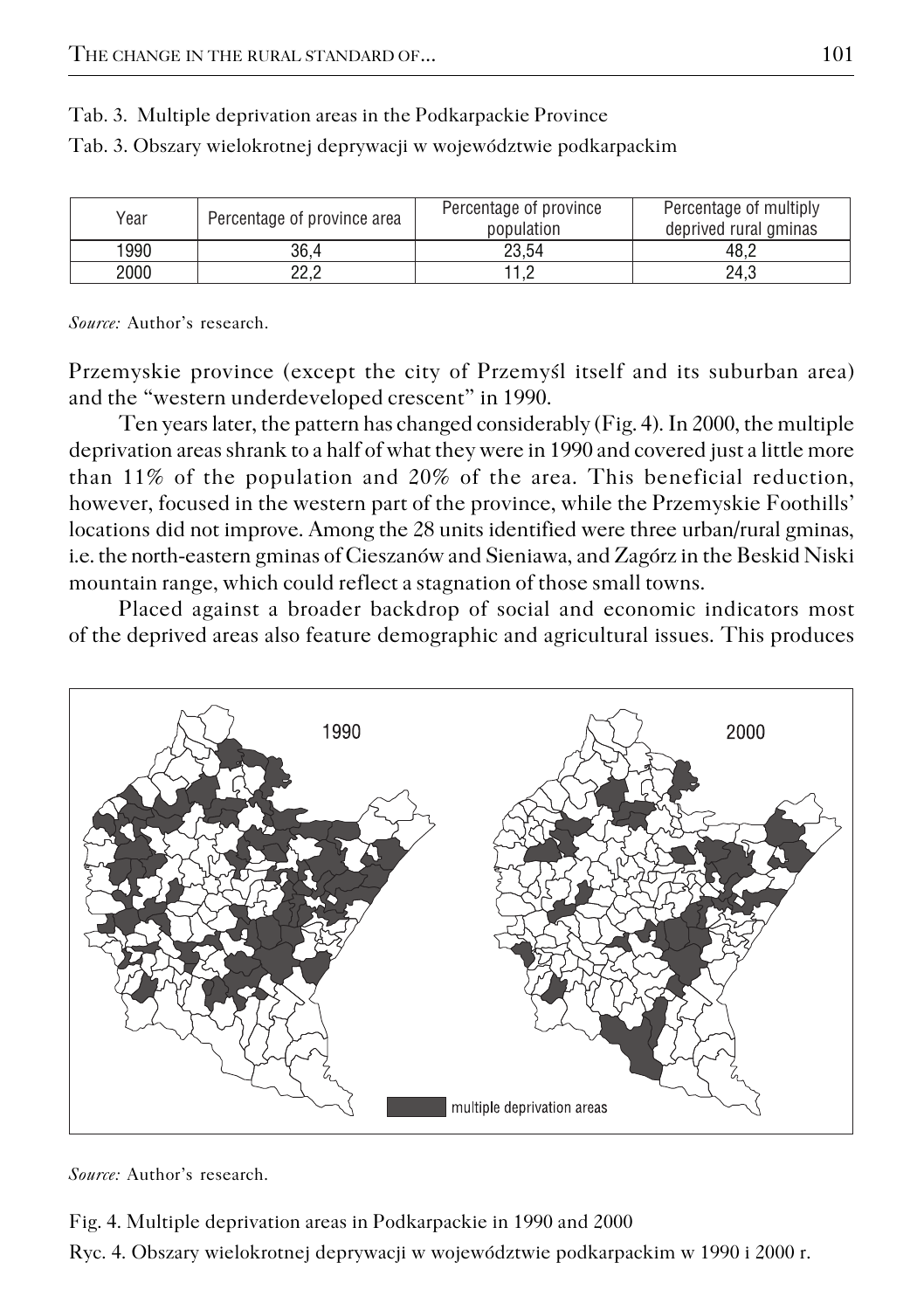Tab. 3. Multiple deprivation areas in the Podkarpackie Province

Tab. 3. Obszary wielokrotnej deprywacji w województwie podkarpackim

| Year | Percentage of province area | Percentage of province population | Percentage of multiply deprived rural gminas |
|---|---|---|---|
| 1990 | 36,4 | 23,54 | 48,2 |
| 2000 | 22,2 | 11,2 | 24,3 |

*Source:* Author's research.

Przemyskie province (except the city of Przemyśl itself and its suburban area) and the "western underdeveloped crescent" in 1990.

Ten years later, the pattern has changed considerably (Fig. 4). In 2000, the multiple deprivation areas shrank to a half of what they were in 1990 and covered just a little more than 11% of the population and 20% of the area. This beneficial reduction, however, focused in the western part of the province, while the Przemyskie Foothills' locations did not improve. Among the 28 units identified were three urban/rural gminas, i.e. the north-eastern gminas of Cieszanów and Sieniawa, and Zagórz in the Beskid Niski mountain range, which could reflect a stagnation of those small towns.

Placed against a broader backdrop of social and economic indicators most of the deprived areas also feature demographic and agricultural issues. This produces

*Source:* Author's research.

Fig. 4. Multiple deprivation areas in Podkarpackie in 1990 and 2000

Ryc. 4. Obszary wielokrotnej deprywacji w województwie podkarpackim w 1990 i 2000 r.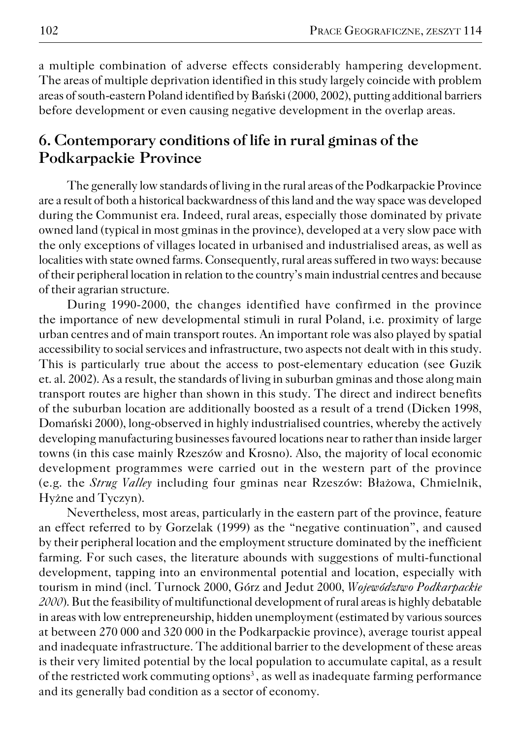a multiple combination of adverse effects considerably hampering development. The areas of multiple deprivation identified in this study largely coincide with problem areas of south-eastern Poland identified by Bański (2000, 2002), putting additional barriers before development or even causing negative development in the overlap areas.

## 6. Contemporary conditions of life in rural gminas of the Podkarpackie Province

The generally low standards of living in the rural areas of the Podkarpackie Province are a result of both a historical backwardness of this land and the way space was developed during the Communist era. Indeed, rural areas, especially those dominated by private owned land (typical in most gminas in the province), developed at a very slow pace with the only exceptions of villages located in urbanised and industrialised areas, as well as localities with state owned farms. Consequently, rural areas suffered in two ways: because of their peripheral location in relation to the country's main industrial centres and because of their agrarian structure.

During 1990-2000, the changes identified have confirmed in the province the importance of new developmental stimuli in rural Poland, i.e. proximity of large urban centres and of main transport routes. An important role was also played by spatial accessibility to social services and infrastructure, two aspects not dealt with in this study. This is particularly true about the access to post-elementary education (see Guzik et. al. 2002). As a result, the standards of living in suburban gminas and those along main transport routes are higher than shown in this study. The direct and indirect benefits of the suburban location are additionally boosted as a result of a trend (Dicken 1998, Domański 2000), long-observed in highly industrialised countries, whereby the actively developing manufacturing businesses favoured locations near to rather than inside larger towns (in this case mainly Rzeszów and Krosno). Also, the majority of local economic development programmes were carried out in the western part of the province (e.g. the *Strug Valley* including four gminas near Rzeszów: Błażowa, Chmielnik, Hyżne and Tyczyn).

Nevertheless, most areas, particularly in the eastern part of the province, feature an effect referred to by Gorzelak (1999) as the "negative continuation", and caused by their peripheral location and the employment structure dominated by the inefficient farming. For such cases, the literature abounds with suggestions of multi-functional development, tapping into an environmental potential and location, especially with tourism in mind (incl. Turnock 2000, Górz and Jedut 2000, *Województwo Podkarpackie 2000*). But the feasibility of multifunctional development of rural areas is highly debatable in areas with low entrepreneurship, hidden unemployment (estimated by various sources at between 270 000 and 320 000 in the Podkarpackie province), average tourist appeal and inadequate infrastructure. The additional barrier to the development of these areas is their very limited potential by the local population to accumulate capital, as a result of the restricted work commuting options[3], as well as inadequate farming performance and its generally bad condition as a sector of economy.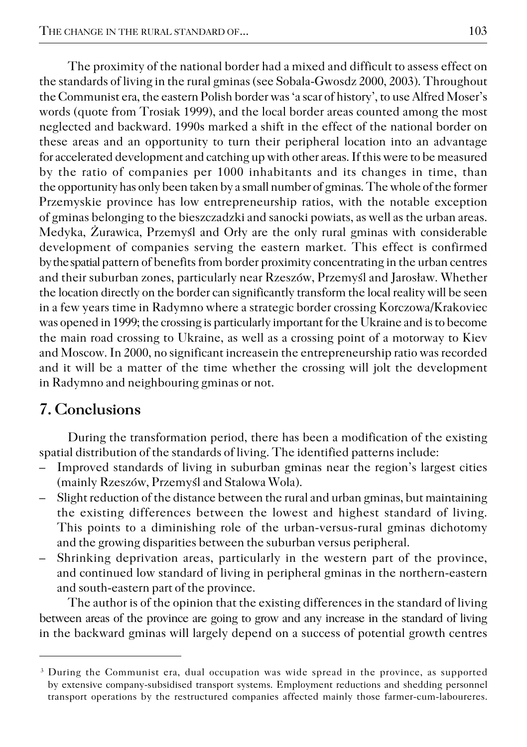The proximity of the national border had a mixed and difficult to assess effect on the standards of living in the rural gminas (see Sobala-Gwosdz 2000, 2003). Throughout the Communist era, the eastern Polish border was 'a scar of history', to use Alfred Moser's words (quote from Trosiak 1999), and the local border areas counted among the most neglected and backward. 1990s marked a shift in the effect of the national border on these areas and an opportunity to turn their peripheral location into an advantage for accelerated development and catching up with other areas. If this were to be measured by the ratio of companies per 1000 inhabitants and its changes in time, than the opportunity has only been taken by a small number of gminas. The whole of the former Przemyskie province has low entrepreneurship ratios, with the notable exception of gminas belonging to the bieszczadzki and sanocki powiats, as well as the urban areas. Medyka, Żurawica, Przemyśl and Orły are the only rural gminas with considerable development of companies serving the eastern market. This effect is confirmed by the spatial pattern of benefits from border proximity concentrating in the urban centres and their suburban zones, particularly near Rzeszów, Przemyśl and Jarosław. Whether the location directly on the border can significantly transform the local reality will be seen in a few years time in Radymno where a strategic border crossing Korczowa/Krakoviec was opened in 1999; the crossing is particularly important for the Ukraine and is to become the main road crossing to Ukraine, as well as a crossing point of a motorway to Kiev and Moscow. In 2000, no significant increasein the entrepreneurship ratio was recorded and it will be a matter of the time whether the crossing will jolt the development in Radymno and neighbouring gminas or not.

## 7. Conclusions

During the transformation period, there has been a modification of the existing spatial distribution of the standards of living. The identified patterns include:

- Improved standards of living in suburban gminas near the region's largest cities (mainly Rzeszów, Przemyśl and Stalowa Wola).
- Slight reduction of the distance between the rural and urban gminas, but maintaining the existing differences between the lowest and highest standard of living. This points to a diminishing role of the urban-versus-rural gminas dichotomy and the growing disparities between the suburban versus peripheral.
- Shrinking deprivation areas, particularly in the western part of the province, and continued low standard of living in peripheral gminas in the northern-eastern and south-eastern part of the province.

The author is of the opinion that the existing differences in the standard of living between areas of the province are going to grow and any increase in the standard of living in the backward gminas will largely depend on a success of potential growth centres

---

[3] During the Communist era, dual occupation was wide spread in the province, as supported by extensive company-subsidised transport systems. Employment reductions and shedding personnel transport operations by the restructured companies affected mainly those farmer-cum-laboureres.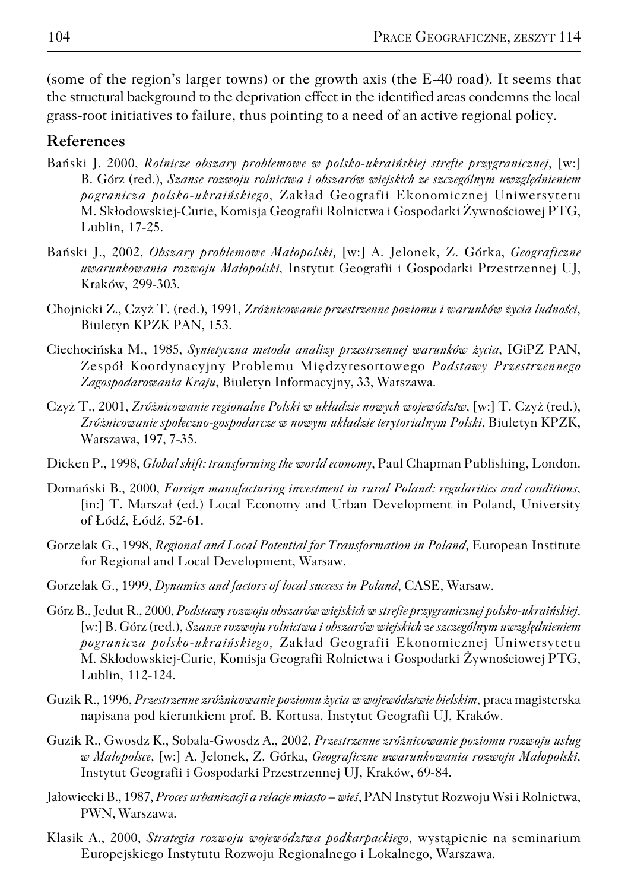(some of the region's larger towns) or the growth axis (the E-40 road). It seems that the structural background to the deprivation effect in the identified areas condemns the local grass-root initiatives to failure, thus pointing to a need of an active regional policy.

## References

Bański J. 2000, *Rolnicze obszary problemowe w polsko-ukraińskiej strefie przygranicznej,* [w:] B. Górz (red.), *Szanse rozwoju rolnictwa i obszarów wiejskich ze szczególnym uwzględnieniem pogranicza polsko-ukraińskiego,* Zakład Geografii Ekonomicznej Uniwersytetu M. Skłodowskiej-Curie, Komisja Geografii Rolnictwa i Gospodarki Żywnościowej PTG, Lublin, 17-25.

Bański J., 2002, *Obszary problemowe Małopolski,* [w:] A. Jelonek, Z. Górka, *Geograficzne uwarunkowania rozwoju Małopolski,* Instytut Geografii i Gospodarki Przestrzennej UJ, Kraków, 299-303.

Chojnicki Z., Czyż T. (red.), 1991, *Zróżnicowanie przestrzenne poziomu i warunków życia ludności*, Biuletyn KPZK PAN, 153.

Ciechocińska M., 1985, *Syntetyczna metoda analizy przestrzennej warunków życia*, IGiPZ PAN, Zespół Koordynacyjny Problemu Międzyresortowego *Podstawy Przestrzennego Zagospodarowania Kraju*, Biuletyn Informacyjny, 33, Warszawa.

Czyż T., 2001, *Zróżnicowanie regionalne Polski w układzie nowych województw,* [w:] T. Czyż (red.), *Zróżnicowanie społeczno-gospodarcze w nowym układzie terytorialnym Polski*, Biuletyn KPZK, Warszawa, 197, 7-35.

Dicken P., 1998, *Global shift: transforming the world economy*, Paul Chapman Publishing, London.

Domański B., 2000, *Foreign manufacturing investment in rural Poland: regularities and conditions,* [in:] T. Marszał (ed.) Local Economy and Urban Development in Poland, University of Łódź, Łódź, 52-61.

Gorzelak G., 1998, *Regional and Local Potential for Transformation in Poland,* European Institute for Regional and Local Development, Warsaw.

Gorzelak G., 1999, *Dynamics and factors of local success in Poland*, CASE, Warsaw.

Górz B., Jedut R., 2000, *Podstawy rozwoju obszarów wiejskich w strefie przygranicznej polsko-ukraińskiej,* [w:] B. Górz (red.), *Szanse rozwoju rolnictwa i obszarów wiejskich ze szczególnym uwzględnieniem pogranicza polsko-ukraińskiego,* Zakład Geografii Ekonomicznej Uniwersytetu M. Skłodowskiej-Curie, Komisja Geografii Rolnictwa i Gospodarki Żywnościowej PTG, Lublin, 112-124.

Guzik R., 1996, *Przestrzenne zróżnicowanie poziomu życia w województwie bielskim*, praca magisterska napisana pod kierunkiem prof. B. Kortusa, Instytut Geografii UJ, Kraków.

Guzik R., Gwosdz K., Sobala-Gwosdz A., 2002, *Przestrzenne zróżnicowanie poziomu rozwoju usług w Małopolsce,* [w:] A. Jelonek, Z. Górka, *Geograficzne uwarunkowania rozwoju Małopolski,* Instytut Geografii i Gospodarki Przestrzennej UJ, Kraków, 69-84.

Jałowiecki B., 1987, *Proces urbanizacji a relacje miasto – wieś*, PAN Instytut Rozwoju Wsi i Rolnictwa, PWN, Warszawa.

Klasik A., 2000, *Strategia rozwoju województwa podkarpackiego,* wystąpienie na seminarium Europejskiego Instytutu Rozwoju Regionalnego i Lokalnego, Warszawa.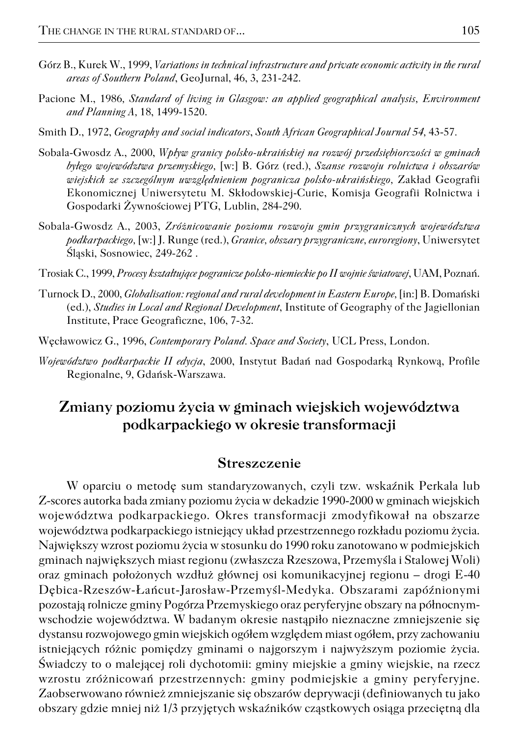Górz B., Kurek W., 1999, *Variations in technical infrastructure and private economic activity in the rural areas of Southern Poland*, GeoJurnal, 46, 3, 231-242.

Pacione M., 1986, *Standard of living in Glasgow: an applied geographical analysis*, *Environment and Planning A*, 18, 1499-1520.

Smith D., 1972, *Geography and social indicators*, *South African Geographical Journal 54*, 43-57.

Sobala-Gwosdz A., 2000, *Wpływ granicy polsko-ukraińskiej na rozwój przedsiębiorczości w gminach byłego województwa przemyskiego*, [w:] B. Górz (red.), *Szanse rozwoju rolnictwa i obszarów wiejskich ze szczególnym uwzględnieniem pogranicza polsko-ukraińskiego*, Zakład Geografii Ekonomicznej Uniwersytetu M. Skłodowskiej-Curie, Komisja Geografii Rolnictwa i Gospodarki Żywnościowej PTG, Lublin, 284-290.

Sobala-Gwosdz A., 2003, *Zróżnicowanie poziomu rozwoju gmin przygranicznych województwa podkarpackiego*, [w:] J. Runge (red.), *Granice, obszary przygraniczne, euroregiony*, Uniwersytet Śląski, Sosnowiec, 249-262 .

Trosiak C., 1999, *Procesy kształtujące pogranicze polsko-niemieckie po II wojnie światowej*, UAM, Poznań.

Turnock D., 2000, *Globalisation: regional and rural development in Eastern Europe*, [in:] B. Domański (ed.), *Studies in Local and Regional Development*, Institute of Geography of the Jagiellonian Institute, Prace Geograficzne, 106, 7-32.

Węcławowicz G., 1996, *Contemporary Poland. Space and Society*, UCL Press, London.

*Województwo podkarpackie II edycja*, 2000, Instytut Badań nad Gospodarką Rynkową, Profile Regionalne, 9, Gdańsk-Warszawa.

## Zmiany poziomu życia w gminach wiejskich województwa podkarpackiego w okresie transformacji

### Streszczenie

W oparciu o metodę sum standaryzowanych, czyli tzw. wskaźnik Perkala lub Z-scores autorka bada zmiany poziomu życia w dekadzie 1990-2000 w gminach wiejskich województwa podkarpackiego. Okres transformacji zmodyfikował na obszarze województwa podkarpackiego istniejący układ przestrzennego rozkładu poziomu życia. Największy wzrost poziomu życia w stosunku do 1990 roku zanotowano w podmiejskich gminach największych miast regionu (zwłaszcza Rzeszowa, Przemyśla i Stalowej Woli) oraz gminach położonych wzdłuż głównej osi komunikacyjnej regionu – drogi E-40 Dębica-Rzeszów-Łańcut-Jarosław-Przemyśl-Medyka. Obszarami zapóźnionymi pozostają rolnicze gminy Pogórza Przemyskiego oraz peryferyjne obszary na północnym-wschodzie województwa. W badanym okresie nastąpiło nieznaczne zmniejszenie się dystansu rozwojowego gmin wiejskich ogółem względem miast ogółem, przy zachowaniu istniejących różnic pomiędzy gminami o najgorszym i najwyższym poziomie życia. Świadczy to o malejącej roli dychotomii: gminy miejskie a gminy wiejskie, na rzecz wzrostu zróżnicowań przestrzennych: gminy podmiejskie a gminy peryferyjne. Zaobserwowano również zmniejszanie się obszarów deprywacji (definiowanych tu jako obszary gdzie mniej niż 1/3 przyjętych wskaźników cząstkowych osiąga przeciętną dla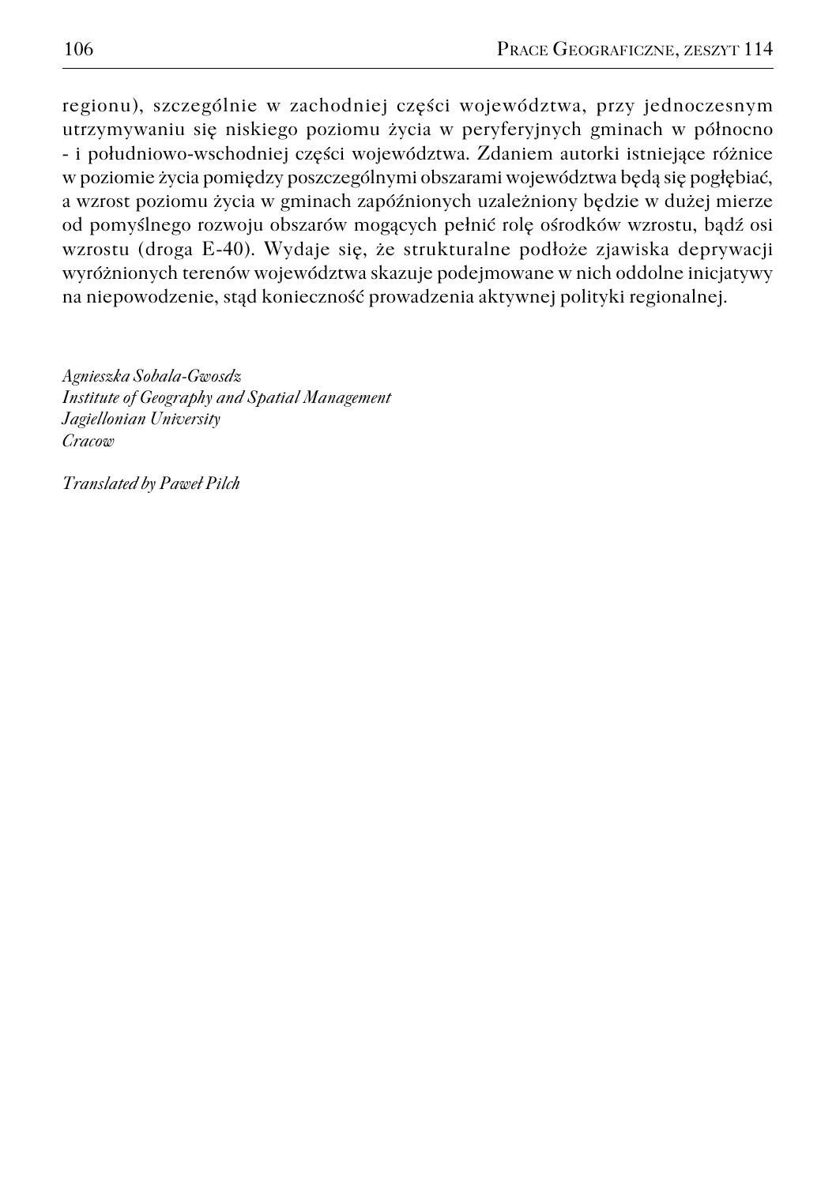regionu), szczególnie w zachodniej części województwa, przy jednoczesnym utrzymywaniu się niskiego poziomu życia w peryferyjnych gminach w północno - i południowo-wschodniej części województwa. Zdaniem autorki istniejące różnice w poziomie życia pomiędzy poszczególnymi obszarami województwa będą się pogłębiać, a wzrost poziomu życia w gminach zapóźnionych uzależniony będzie w dużej mierze od pomyślnego rozwoju obszarów mogących pełnić rolę ośrodków wzrostu, bądź osi wzrostu (droga E-40). Wydaje się, że strukturalne podłoże zjawiska deprywacji wyróżnionych terenów województwa skazuje podejmowane w nich oddolne inicjatywy na niepowodzenie, stąd konieczność prowadzenia aktywnej polityki regionalnej.

*Agnieszka Sobala-Gwosdz*
*Institute of Geography and Spatial Management*
*Jagiellonian University*
*Cracow*

*Translated by Paweł Pilch*